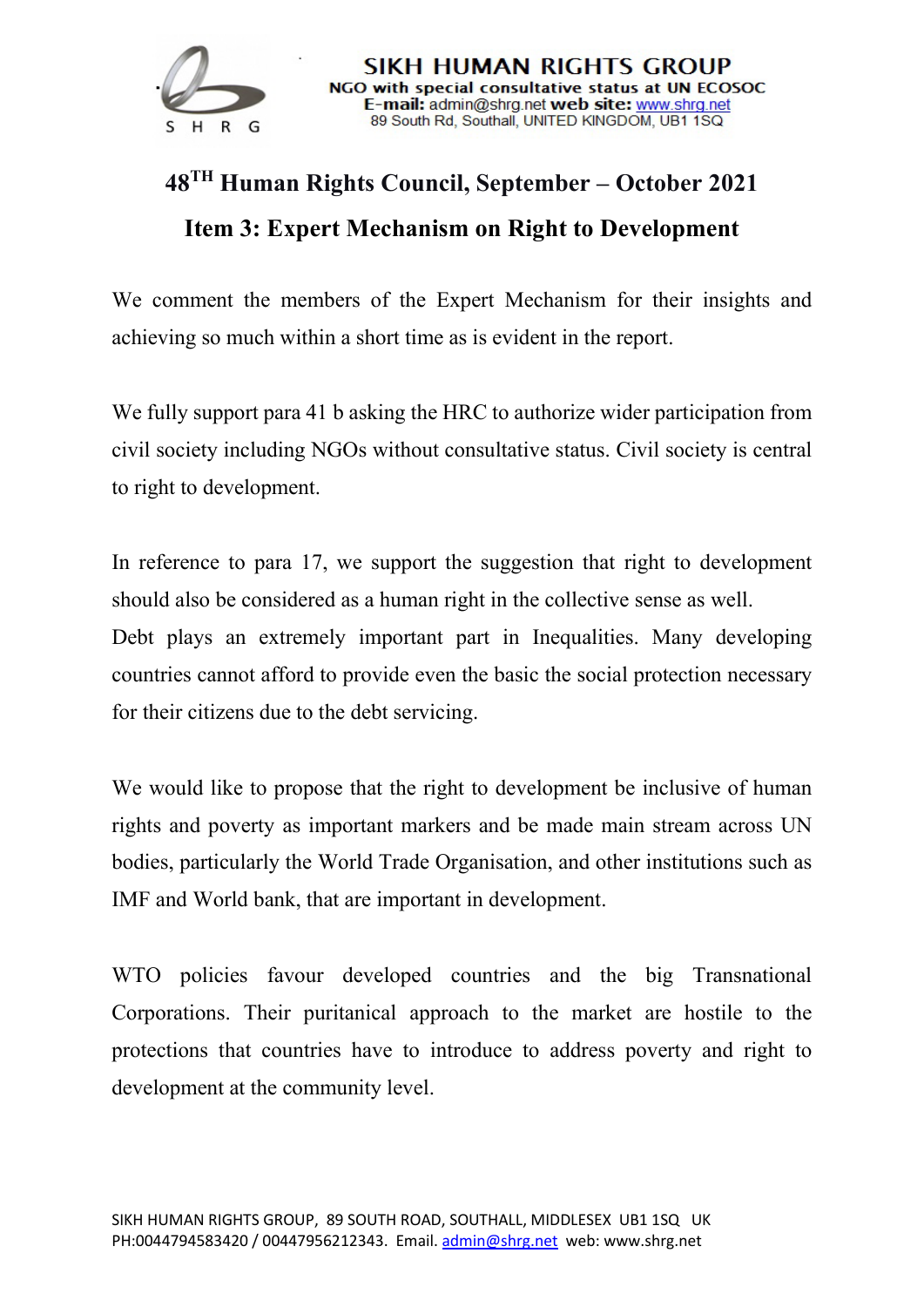SIKH HUMAN RIGHTS GROUP
NGO with special consultative status at UN ECOSOC
**E-mail:** admin@shrg.net **web site:** www.shrg.net
89 South Rd, Southall, UNITED KINGDOM, UB1 1SQ

# 48TH Human Rights Council, September – October 2021

## Item 3: Expert Mechanism on Right to Development

We comment the members of the Expert Mechanism for their insights and achieving so much within a short time as is evident in the report.

We fully support para 41 b asking the HRC to authorize wider participation from civil society including NGOs without consultative status. Civil society is central to right to development.

In reference to para 17, we support the suggestion that right to development should also be considered as a human right in the collective sense as well.
Debt plays an extremely important part in Inequalities. Many developing countries cannot afford to provide even the basic the social protection necessary for their citizens due to the debt servicing.

We would like to propose that the right to development be inclusive of human rights and poverty as important markers and be made main stream across UN bodies, particularly the World Trade Organisation, and other institutions such as IMF and World bank, that are important in development.

WTO policies favour developed countries and the big Transnational Corporations. Their puritanical approach to the market are hostile to the protections that countries have to introduce to address poverty and right to development at the community level.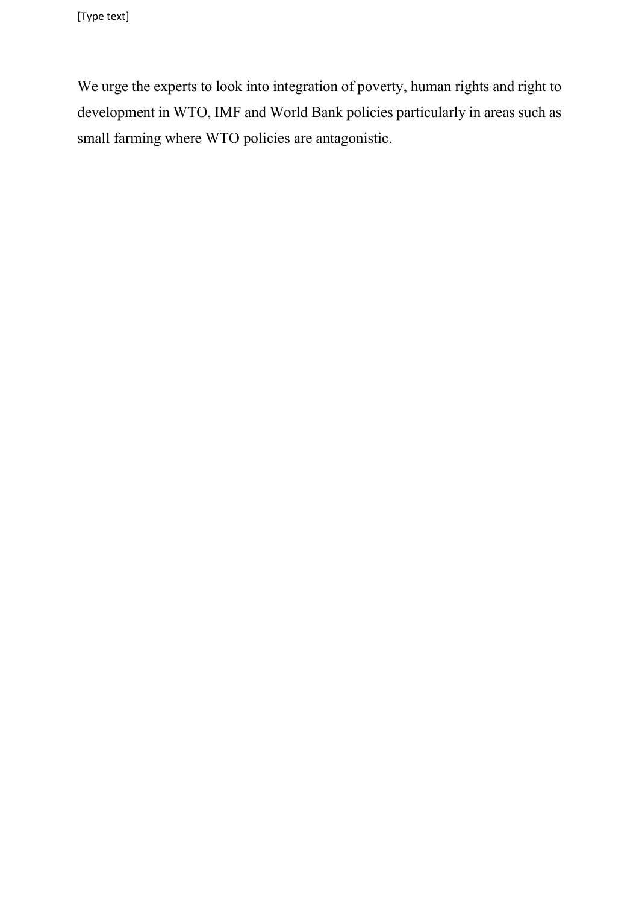We urge the experts to look into integration of poverty, human rights and right to development in WTO, IMF and World Bank policies particularly in areas such as small farming where WTO policies are antagonistic.